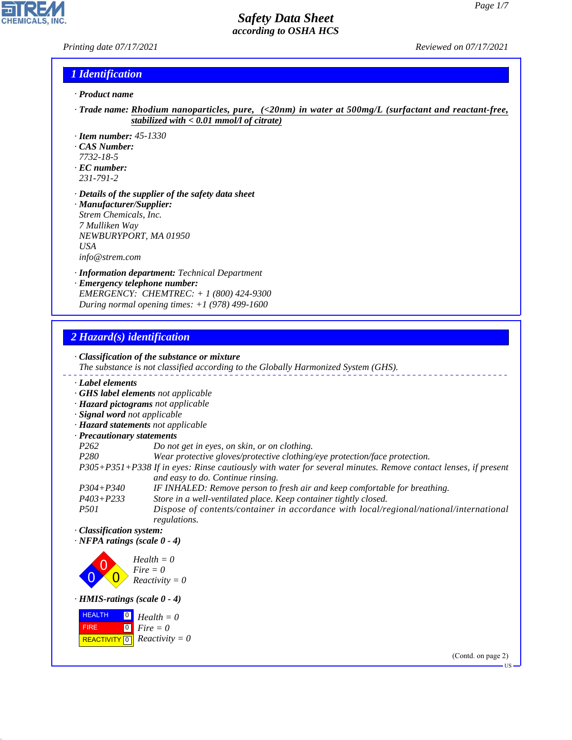# Safety Data Sheet
## according to OSHA HCS

Printing date 07/17/2021 Reviewed on 07/17/2021

## 1 Identification

· **Product name**

· **Trade name:** Rhodium nanoparticles, pure, (<20nm) in water at 500mg/L (surfactant and reactant-free, stabilized with < 0.01 mmol/l of citrate)

· **Item number:** 45-1330
· **CAS Number:**
7732-18-5
· **EC number:**
231-791-2

· **Details of the supplier of the safety data sheet**
· **Manufacturer/Supplier:**
Strem Chemicals, Inc.
7 Mulliken Way
NEWBURYPORT, MA 01950
USA
info@strem.com

· **Information department:** Technical Department
· **Emergency telephone number:**
EMERGENCY: CHEMTREC: + 1 (800) 424-9300
During normal opening times: +1 (978) 499-1600

## 2 Hazard(s) identification

· **Classification of the substance or mixture**
The substance is not classified according to the Globally Harmonized System (GHS).

· **Label elements**
· **GHS label elements** not applicable
· **Hazard pictograms** not applicable
· **Signal word** not applicable
· **Hazard statements** not applicable
· **Precautionary statements**

| | |
|---|---|
| P262 | Do not get in eyes, on skin, or on clothing. |
| P280 | Wear protective gloves/protective clothing/eye protection/face protection. |
| P305+P351+P338 | If in eyes: Rinse cautiously with water for several minutes. Remove contact lenses, if present and easy to do. Continue rinsing. |
| P304+P340 | IF INHALED: Remove person to fresh air and keep comfortable for breathing. |
| P403+P233 | Store in a well-ventilated place. Keep container tightly closed. |
| P501 | Dispose of contents/container in accordance with local/regional/national/international regulations. |

· **Classification system:**
· **NFPA ratings (scale 0 - 4)**

Health = 0
Fire = 0
Reactivity = 0

· **HMIS-ratings (scale 0 - 4)**

HEALTH 0 Health = 0
FIRE 0 Fire = 0
REACTIVITY 0 Reactivity = 0

(Contd. on page 2)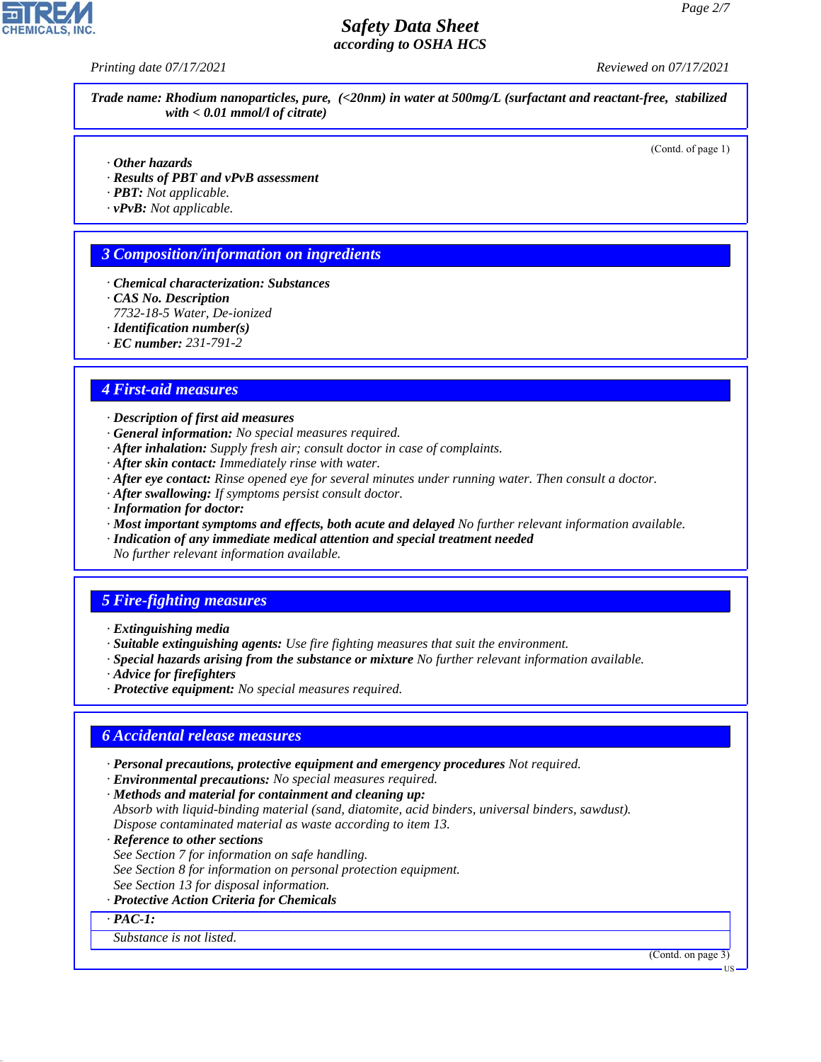**Trade name: Rhodium nanoparticles, pure, (<20nm) in water at 500mg/L (surfactant and reactant-free, stabilized with < 0.01 mmol/l of citrate)**

(Contd. of page 1)

· **Other hazards**
· **Results of PBT and vPvB assessment**
· **PBT:** Not applicable.
· **vPvB:** Not applicable.

## 3 Composition/information on ingredients

· **Chemical characterization: Substances**
· **CAS No. Description**
7732-18-5 Water, De-ionized
· **Identification number(s)**
· **EC number:** 231-791-2

## 4 First-aid measures

· **Description of first aid measures**
· **General information:** No special measures required.
· **After inhalation:** Supply fresh air; consult doctor in case of complaints.
· **After skin contact:** Immediately rinse with water.
· **After eye contact:** Rinse opened eye for several minutes under running water. Then consult a doctor.
· **After swallowing:** If symptoms persist consult doctor.
· **Information for doctor:**
· **Most important symptoms and effects, both acute and delayed** No further relevant information available.
· **Indication of any immediate medical attention and special treatment needed**
No further relevant information available.

## 5 Fire-fighting measures

· **Extinguishing media**
· **Suitable extinguishing agents:** Use fire fighting measures that suit the environment.
· **Special hazards arising from the substance or mixture** No further relevant information available.
· **Advice for firefighters**
· **Protective equipment:** No special measures required.

## 6 Accidental release measures

· **Personal precautions, protective equipment and emergency procedures** Not required.
· **Environmental precautions:** No special measures required.
· **Methods and material for containment and cleaning up:**
Absorb with liquid-binding material (sand, diatomite, acid binders, universal binders, sawdust).
Dispose contaminated material as waste according to item 13.
· **Reference to other sections**
See Section 7 for information on safe handling.
See Section 8 for information on personal protection equipment.
See Section 13 for disposal information.
· **Protective Action Criteria for Chemicals**

· **PAC-1:**

Substance is not listed.

(Contd. on page 3)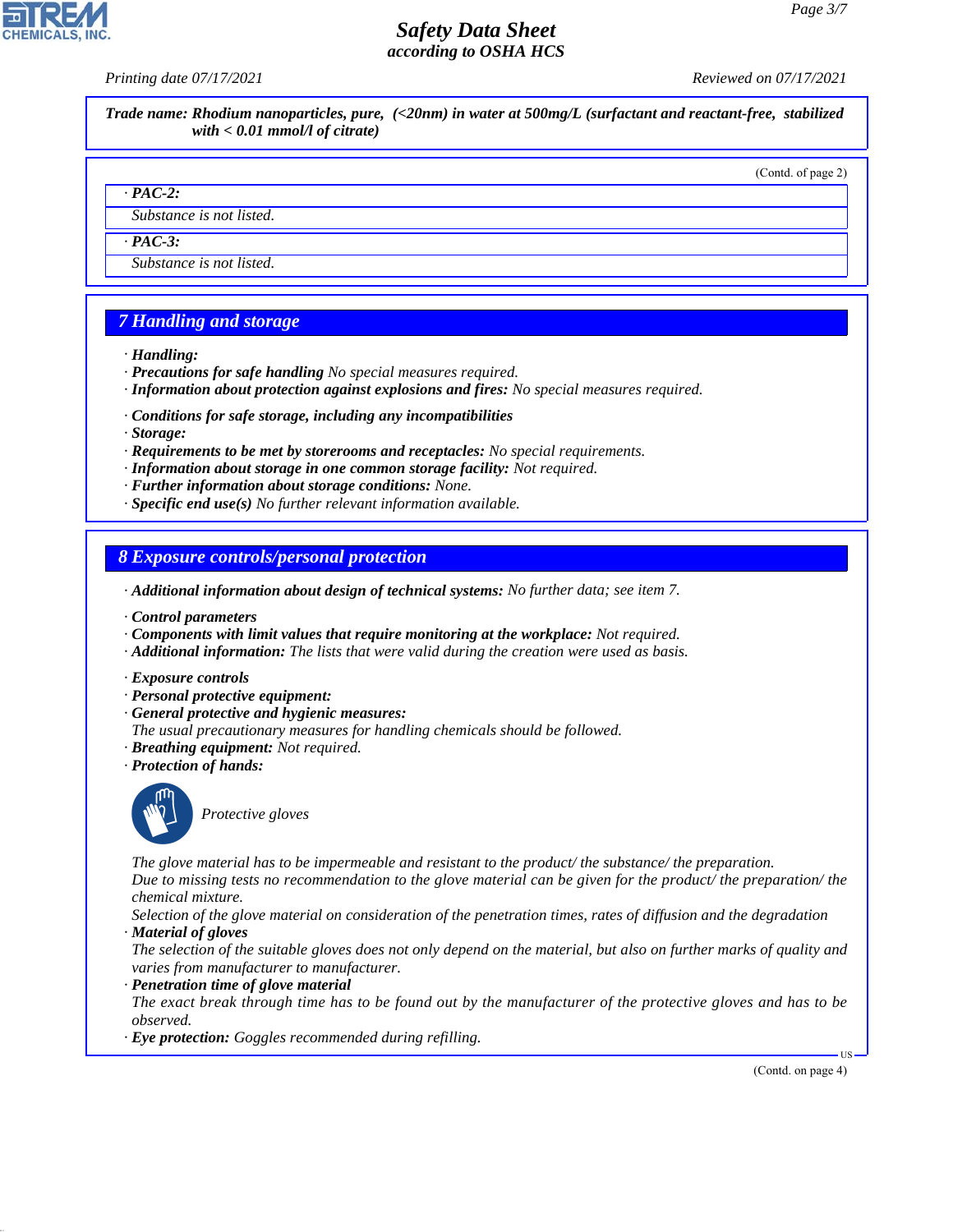**Trade name: Rhodium nanoparticles, pure, (<20nm) in water at 500mg/L (surfactant and reactant-free, stabilized with < 0.01 mmol/l of citrate)**

(Contd. of page 2)

· **PAC-2:**

Substance is not listed.

· **PAC-3:**

Substance is not listed.

## 7 Handling and storage

· **Handling:**
· **Precautions for safe handling** No special measures required.
· **Information about protection against explosions and fires:** No special measures required.

· **Conditions for safe storage, including any incompatibilities**
· **Storage:**
· **Requirements to be met by storerooms and receptacles:** No special requirements.
· **Information about storage in one common storage facility:** Not required.
· **Further information about storage conditions:** None.
· **Specific end use(s)** No further relevant information available.

## 8 Exposure controls/personal protection

· **Additional information about design of technical systems:** No further data; see item 7.

· **Control parameters**
· **Components with limit values that require monitoring at the workplace:** Not required.
· **Additional information:** The lists that were valid during the creation were used as basis.

· **Exposure controls**
· **Personal protective equipment:**
· **General protective and hygienic measures:**
The usual precautionary measures for handling chemicals should be followed.
· **Breathing equipment:** Not required.
· **Protection of hands:**

Protective gloves

The glove material has to be impermeable and resistant to the product/ the substance/ the preparation.
Due to missing tests no recommendation to the glove material can be given for the product/ the preparation/ the chemical mixture.
Selection of the glove material on consideration of the penetration times, rates of diffusion and the degradation
· **Material of gloves**
The selection of the suitable gloves does not only depend on the material, but also on further marks of quality and varies from manufacturer to manufacturer.
· **Penetration time of glove material**
The exact break through time has to be found out by the manufacturer of the protective gloves and has to be observed.
· **Eye protection:** Goggles recommended during refilling.

(Contd. on page 4)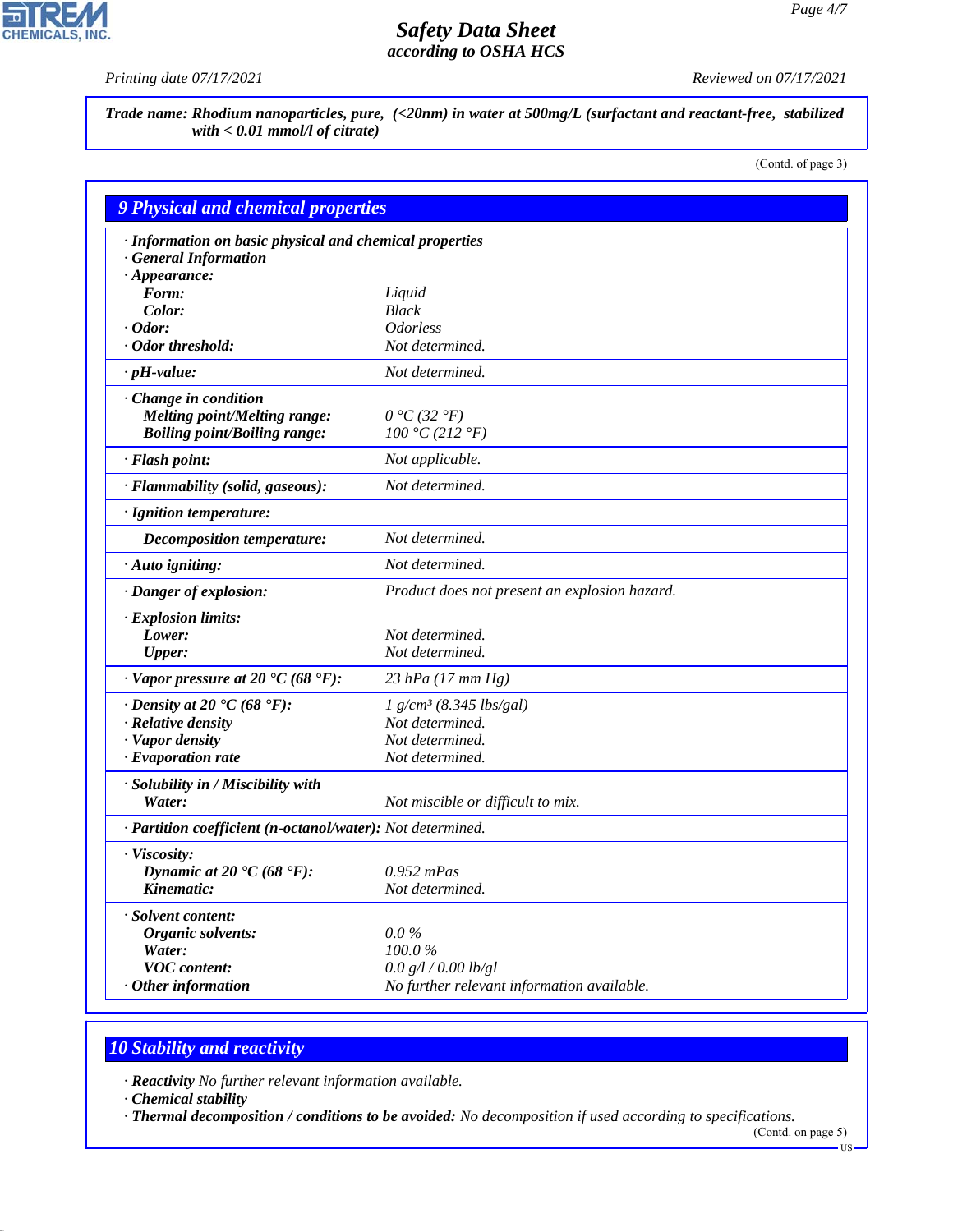**Trade name: Rhodium nanoparticles, pure, (<20nm) in water at 500mg/L (surfactant and reactant-free, stabilized with < 0.01 mmol/l of citrate)**

(Contd. of page 3)

## 9 Physical and chemical properties

| | |
|---|---|
| · **Information on basic physical and chemical properties** | |
| · **General Information** | |
| · **Appearance:** | |
| **Form:** | Liquid |
| **Color:** | Black |
| · **Odor:** | Odorless |
| · **Odor threshold:** | Not determined. |
| · **pH-value:** | Not determined. |
| · **Change in condition** | |
| **Melting point/Melting range:** | 0 °C (32 °F) |
| **Boiling point/Boiling range:** | 100 °C (212 °F) |
| · **Flash point:** | Not applicable. |
| · **Flammability (solid, gaseous):** | Not determined. |
| · **Ignition temperature:** | |
| **Decomposition temperature:** | Not determined. |
| · **Auto igniting:** | Not determined. |
| · **Danger of explosion:** | Product does not present an explosion hazard. |
| · **Explosion limits:** | |
| **Lower:** | Not determined. |
| **Upper:** | Not determined. |
| · **Vapor pressure at 20 °C (68 °F):** | 23 hPa (17 mm Hg) |
| · **Density at 20 °C (68 °F):** | 1 g/cm³ (8.345 lbs/gal) |
| · **Relative density** | Not determined. |
| · **Vapor density** | Not determined. |
| · **Evaporation rate** | Not determined. |
| · **Solubility in / Miscibility with** | |
| **Water:** | Not miscible or difficult to mix. |
| · **Partition coefficient (n-octanol/water):** | Not determined. |
| · **Viscosity:** | |
| **Dynamic at 20 °C (68 °F):** | 0.952 mPas |
| **Kinematic:** | Not determined. |
| · **Solvent content:** | |
| **Organic solvents:** | 0.0 % |
| **Water:** | 100.0 % |
| **VOC content:** | 0.0 g/l / 0.00 lb/gl |
| · **Other information** | No further relevant information available. |

## 10 Stability and reactivity

· **Reactivity** No further relevant information available.
· **Chemical stability**
· **Thermal decomposition / conditions to be avoided:** No decomposition if used according to specifications.

(Contd. on page 5)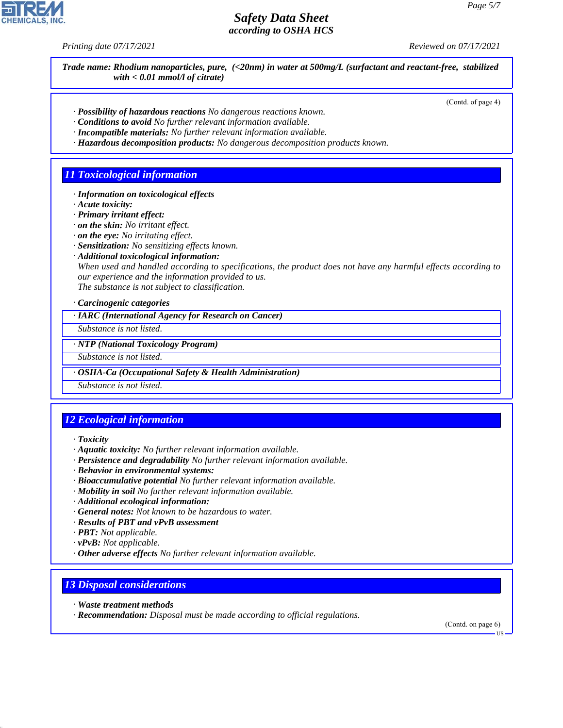**Trade name: Rhodium nanoparticles, pure, (<20nm) in water at 500mg/L (surfactant and reactant-free, stabilized with < 0.01 mmol/l of citrate)**

(Contd. of page 4)

· **Possibility of hazardous reactions** No dangerous reactions known.
· **Conditions to avoid** No further relevant information available.
· **Incompatible materials:** No further relevant information available.
· **Hazardous decomposition products:** No dangerous decomposition products known.

## 11 Toxicological information

· **Information on toxicological effects**
· **Acute toxicity:**
· **Primary irritant effect:**
· **on the skin:** No irritant effect.
· **on the eye:** No irritating effect.
· **Sensitization:** No sensitizing effects known.
· **Additional toxicological information:**
When used and handled according to specifications, the product does not have any harmful effects according to our experience and the information provided to us.
The substance is not subject to classification.

· **Carcinogenic categories**

· **IARC (International Agency for Research on Cancer)**
Substance is not listed.

· **NTP (National Toxicology Program)**
Substance is not listed.

· **OSHA-Ca (Occupational Safety & Health Administration)**
Substance is not listed.

## 12 Ecological information

· **Toxicity**
· **Aquatic toxicity:** No further relevant information available.
· **Persistence and degradability** No further relevant information available.
· **Behavior in environmental systems:**
· **Bioaccumulative potential** No further relevant information available.
· **Mobility in soil** No further relevant information available.
· **Additional ecological information:**
· **General notes:** Not known to be hazardous to water.
· **Results of PBT and vPvB assessment**
· **PBT:** Not applicable.
· **vPvB:** Not applicable.
· **Other adverse effects** No further relevant information available.

## 13 Disposal considerations

· **Waste treatment methods**
· **Recommendation:** Disposal must be made according to official regulations.

(Contd. on page 6)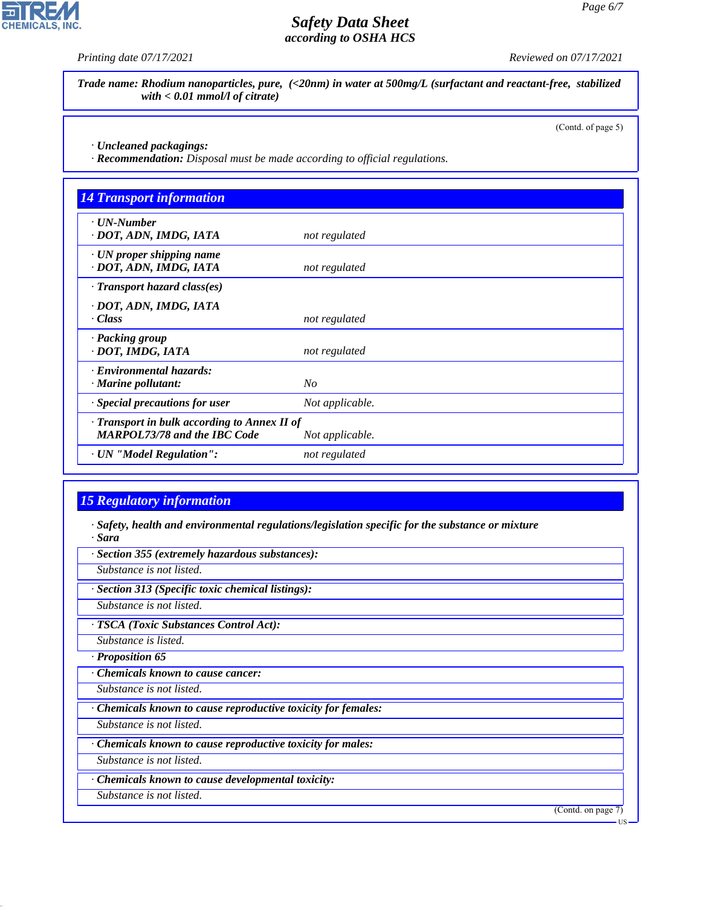**Trade name: Rhodium nanoparticles, pure, (<20nm) in water at 500mg/L (surfactant and reactant-free, stabilized with < 0.01 mmol/l of citrate)**

(Contd. of page 5)

· **Uncleaned packagings:**
· **Recommendation:** Disposal must be made according to official regulations.

## 14 Transport information

| | |
|---|---|
| · **UN-Number**<br>· **DOT, ADN, IMDG, IATA** | not regulated |
| · **UN proper shipping name**<br>· **DOT, ADN, IMDG, IATA** | not regulated |
| · **Transport hazard class(es)**<br><br>· **DOT, ADN, IMDG, IATA**<br>· **Class** | not regulated |
| · **Packing group**<br>· **DOT, IMDG, IATA** | not regulated |
| · **Environmental hazards:**<br>· **Marine pollutant:** | No |
| · **Special precautions for user** | Not applicable. |
| · **Transport in bulk according to Annex II of MARPOL73/78 and the IBC Code** | Not applicable. |
| · **UN "Model Regulation":** | not regulated |

## 15 Regulatory information

· **Safety, health and environmental regulations/legislation specific for the substance or mixture**
· **Sara**

· **Section 355 (extremely hazardous substances):**
Substance is not listed.

· **Section 313 (Specific toxic chemical listings):**
Substance is not listed.

· **TSCA (Toxic Substances Control Act):**
Substance is listed.

· **Proposition 65**

· **Chemicals known to cause cancer:**
Substance is not listed.

· **Chemicals known to cause reproductive toxicity for females:**
Substance is not listed.

· **Chemicals known to cause reproductive toxicity for males:**
Substance is not listed.

· **Chemicals known to cause developmental toxicity:**
Substance is not listed.

(Contd. on page 7)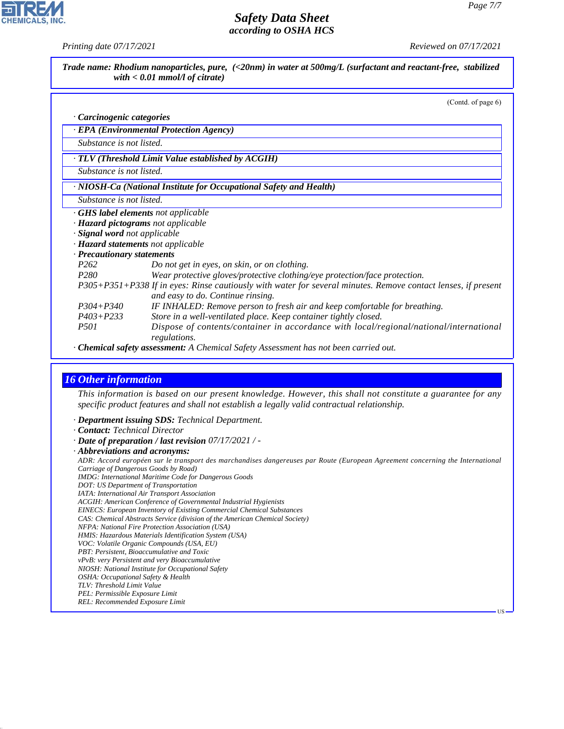**Trade name: Rhodium nanoparticles, pure, (<20nm) in water at 500mg/L (surfactant and reactant-free, stabilized with < 0.01 mmol/l of citrate)**

(Contd. of page 6)

· **Carcinogenic categories**

· **EPA (Environmental Protection Agency)**

Substance is not listed.

· **TLV (Threshold Limit Value established by ACGIH)**

Substance is not listed.

· **NIOSH-Ca (National Institute for Occupational Safety and Health)**

Substance is not listed.

· **GHS label elements** not applicable
· **Hazard pictograms** not applicable
· **Signal word** not applicable
· **Hazard statements** not applicable
· **Precautionary statements**

| | |
|---|---|
| P262 | Do not get in eyes, on skin, or on clothing. |
| P280 | Wear protective gloves/protective clothing/eye protection/face protection. |
| P305+P351+P338 | If in eyes: Rinse cautiously with water for several minutes. Remove contact lenses, if present and easy to do. Continue rinsing. |
| P304+P340 | IF INHALED: Remove person to fresh air and keep comfortable for breathing. |
| P403+P233 | Store in a well-ventilated place. Keep container tightly closed. |
| P501 | Dispose of contents/container in accordance with local/regional/national/international regulations. |

· **Chemical safety assessment:** A Chemical Safety Assessment has not been carried out.

## 16 Other information

This information is based on our present knowledge. However, this shall not constitute a guarantee for any specific product features and shall not establish a legally valid contractual relationship.

· **Department issuing SDS:** Technical Department.
· **Contact:** Technical Director
· **Date of preparation / last revision** 07/17/2021 / -
· **Abbreviations and acronyms:**

ADR: Accord européen sur le transport des marchandises dangereuses par Route (European Agreement concerning the International Carriage of Dangerous Goods by Road)
IMDG: International Maritime Code for Dangerous Goods
DOT: US Department of Transportation
IATA: International Air Transport Association
ACGIH: American Conference of Governmental Industrial Hygienists
EINECS: European Inventory of Existing Commercial Chemical Substances
CAS: Chemical Abstracts Service (division of the American Chemical Society)
NFPA: National Fire Protection Association (USA)
HMIS: Hazardous Materials Identification System (USA)
VOC: Volatile Organic Compounds (USA, EU)
PBT: Persistent, Bioaccumulative and Toxic
vPvB: very Persistent and very Bioaccumulative
NIOSH: National Institute for Occupational Safety
OSHA: Occupational Safety & Health
TLV: Threshold Limit Value
PEL: Permissible Exposure Limit
REL: Recommended Exposure Limit